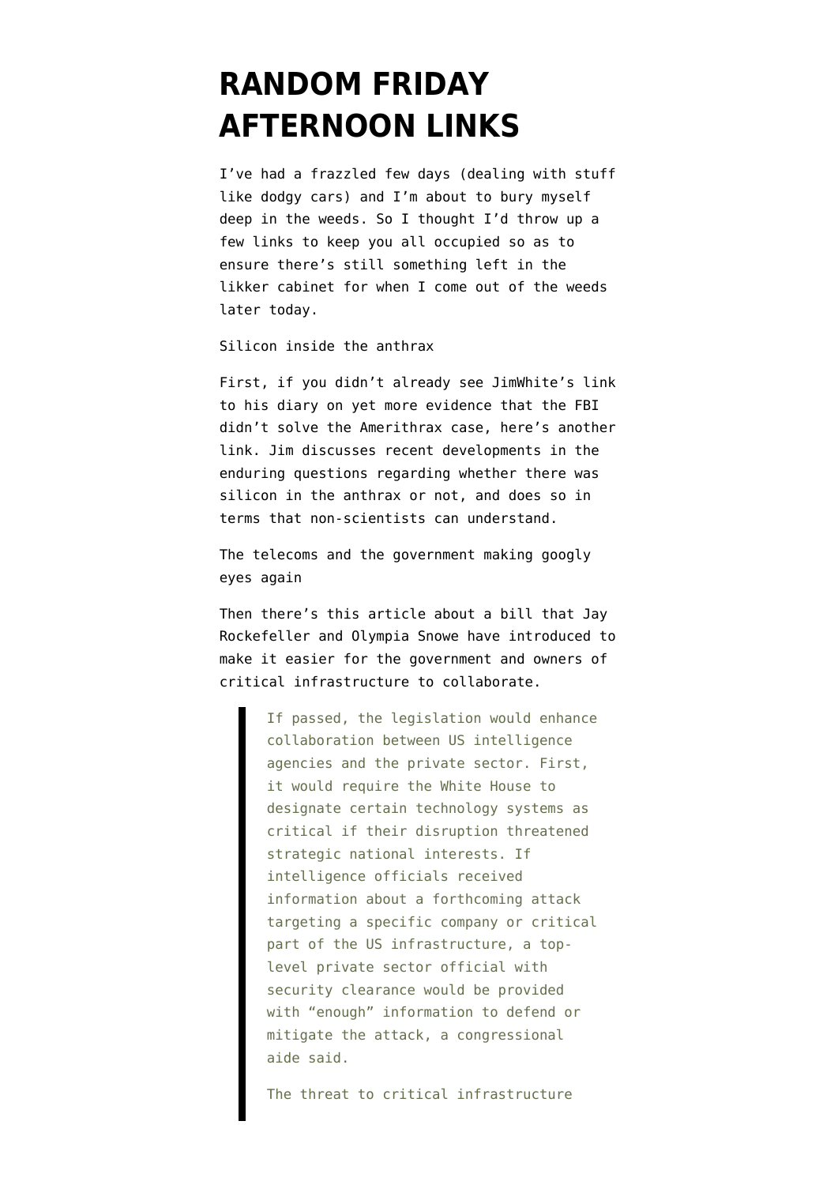# RANDOM FRIDAY AFTERNOON LINKS

I've had a frazzled few days (dealing with stuff like dodgy cars) and I'm about to bury myself deep in the weeds. So I thought I'd throw up a few links to keep you all occupied so as to ensure there's still something left in the likker cabinet for when I come out of the weeds later today.

Silicon inside the anthrax

First, if you didn't already see JimWhite's link to his diary on yet more evidence that the FBI didn't solve the Amerithrax case, here's another link. Jim discusses recent developments in the enduring questions regarding whether there was silicon in the anthrax or not, and does so in terms that non-scientists can understand.

The telecoms and the government making googly eyes again

Then there's this article about a bill that Jay Rockefeller and Olympia Snowe have introduced to make it easier for the government and owners of critical infrastructure to collaborate.

> If passed, the legislation would enhance collaboration between US intelligence agencies and the private sector. First, it would require the White House to designate certain technology systems as critical if their disruption threatened strategic national interests. If intelligence officials received information about a forthcoming attack targeting a specific company or critical part of the US infrastructure, a top-level private sector official with security clearance would be provided with "enough" information to defend or mitigate the attack, a congressional aide said.
>
> The threat to critical infrastructure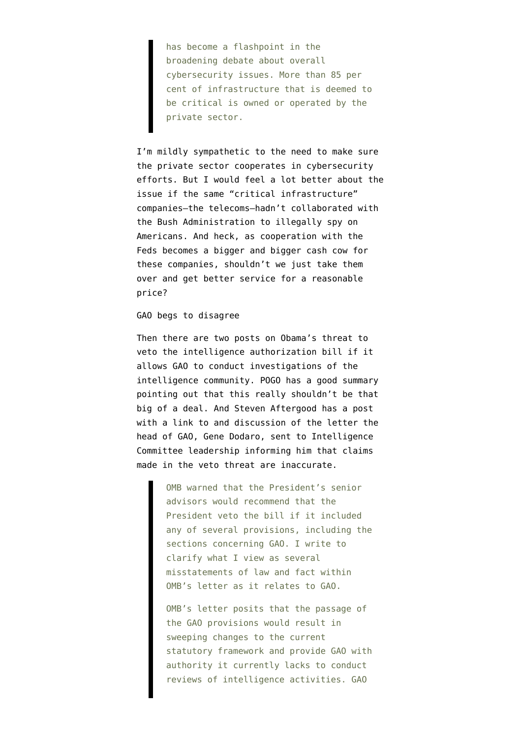> has become a flashpoint in the broadening debate about overall cybersecurity issues. More than 85 per cent of infrastructure that is deemed to be critical is owned or operated by the private sector.

I'm mildly sympathetic to the need to make sure the private sector cooperates in cybersecurity efforts. But I would feel a lot better about the issue if the same "critical infrastructure" companies–the telecoms–hadn't collaborated with the Bush Administration to illegally spy on Americans. And heck, as cooperation with the Feds becomes a bigger and bigger cash cow for these companies, shouldn't we just take them over and get better service for a reasonable price?

GAO begs to disagree

Then there are two posts on Obama's threat to veto the intelligence authorization bill if it allows GAO to conduct investigations of the intelligence community. POGO has a good summary pointing out that this really shouldn't be that big of a deal. And Steven Aftergood has a post with a link to and discussion of the letter the head of GAO, Gene Dodaro, sent to Intelligence Committee leadership informing him that claims made in the veto threat are inaccurate.

> OMB warned that the President's senior advisors would recommend that the President veto the bill if it included any of several provisions, including the sections concerning GAO. I write to clarify what I view as several misstatements of law and fact within OMB's letter as it relates to GAO.
>
> OMB's letter posits that the passage of the GAO provisions would result in sweeping changes to the current statutory framework and provide GAO with authority it currently lacks to conduct reviews of intelligence activities. GAO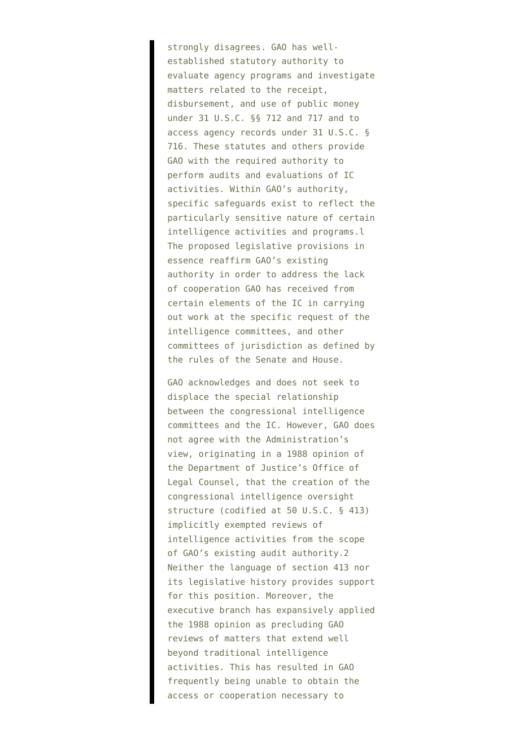strongly disagrees. GAO has well-established statutory authority to evaluate agency programs and investigate matters related to the receipt, disbursement, and use of public money under 31 U.S.C. §§ 712 and 717 and to access agency records under 31 U.S.C. § 716. These statutes and others provide GAO with the required authority to perform audits and evaluations of IC activities. Within GAO's authority, specific safeguards exist to reflect the particularly sensitive nature of certain intelligence activities and programs.[1] The proposed legislative provisions in essence reaffirm GAO's existing authority in order to address the lack of cooperation GAO has received from certain elements of the IC in carrying out work at the specific request of the intelligence committees, and other committees of jurisdiction as defined by the rules of the Senate and House.

GAO acknowledges and does not seek to displace the special relationship between the congressional intelligence committees and the IC. However, GAO does not agree with the Administration's view, originating in a 1988 opinion of the Department of Justice's Office of Legal Counsel, that the creation of the congressional intelligence oversight structure (codified at 50 U.S.C. § 413) implicitly exempted reviews of intelligence activities from the scope of GAO's existing audit authority.[2] Neither the language of section 413 nor its legislative history provides support for this position. Moreover, the executive branch has expansively applied the 1988 opinion as precluding GAO reviews of matters that extend well beyond traditional intelligence activities. This has resulted in GAO frequently being unable to obtain the access or cooperation necessary to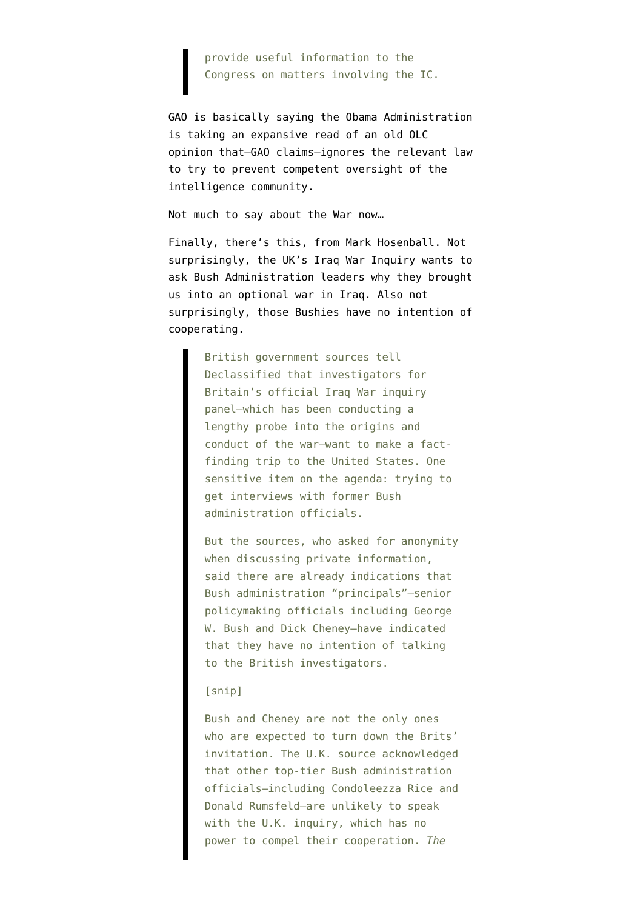> provide useful information to the Congress on matters involving the IC.

GAO is basically saying the Obama Administration is taking an expansive read of an old OLC opinion that—GAO claims—ignores the relevant law to try to prevent competent oversight of the intelligence community.

Not much to say about the War now…

Finally, there's this, from Mark Hosenball. Not surprisingly, the UK's Iraq War Inquiry wants to ask Bush Administration leaders why they brought us into an optional war in Iraq. Also not surprisingly, those Bushies have no intention of cooperating.

> British government sources tell Declassified that investigators for Britain's official Iraq War inquiry panel—which has been conducting a lengthy probe into the origins and conduct of the war—want to make a fact-finding trip to the United States. One sensitive item on the agenda: trying to get interviews with former Bush administration officials.
>
> But the sources, who asked for anonymity when discussing private information, said there are already indications that Bush administration "principals"—senior policymaking officials including George W. Bush and Dick Cheney—have indicated that they have no intention of talking to the British investigators.
>
> [snip]
>
> Bush and Cheney are not the only ones who are expected to turn down the Brits' invitation. The U.K. source acknowledged that other top-tier Bush administration officials—including Condoleezza Rice and Donald Rumsfeld—are unlikely to speak with the U.K. inquiry, which has no power to compel their cooperation. *The*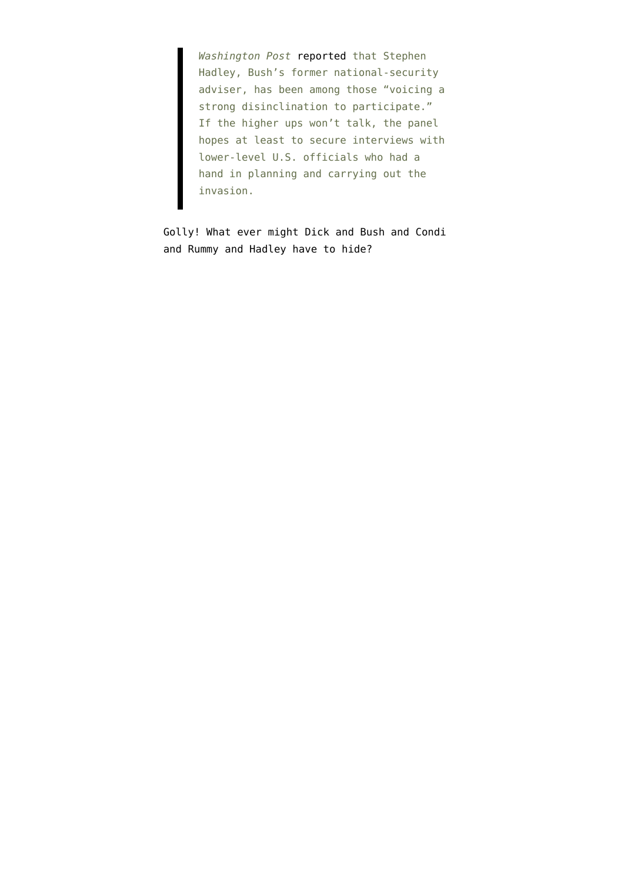> *Washington Post* reported that Stephen Hadley, Bush's former national-security adviser, has been among those "voicing a strong disinclination to participate." If the higher ups won't talk, the panel hopes at least to secure interviews with lower-level U.S. officials who had a hand in planning and carrying out the invasion.

Golly! What ever might Dick and Bush and Condi and Rummy and Hadley have to hide?